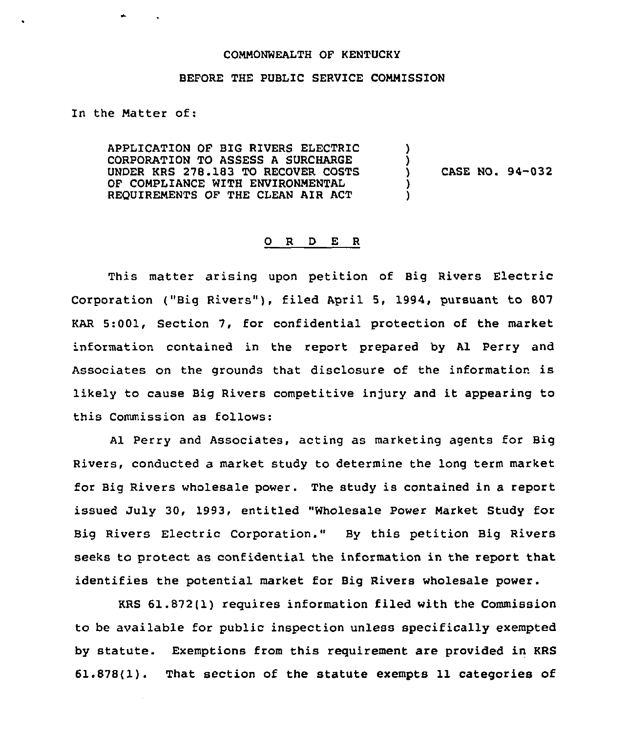COMMONWEALTH OF KENTUCKY

BEFORE THE PUBLIC SERVICE COMMISSION

In the Matter of:

| | | |
|---|---|---|
| APPLICATION OF BIG RIVERS ELECTRIC CORPORATION TO ASSESS A SURCHARGE UNDER KRS 278.183 TO RECOVER COSTS OF COMPLIANCE WITH ENVIRONMENTAL REQUIREMENTS OF THE CLEAN AIR ACT | ) ) ) ) ) | CASE NO. 94-032 |

## O R D E R

This matter arising upon petition of Big Rivers Electric Corporation ("Big Rivers"), filed April 5, 1994, pursuant to 807 KAR 5:001, Section 7, for confidential protection of the market information contained in the report prepared by Al Perry and Associates on the grounds that disclosure of the information is likely to cause Big Rivers competitive injury and it appearing to this Commission as follows:

Al Perry and Associates, acting as marketing agents for Big Rivers, conducted a market study to determine the long term market for Big Rivers wholesale power. The study is contained in a report issued July 30, 1993, entitled "Wholesale Power Market Study for Big Rivers Electric Corporation." By this petition Big Rivers seeks to protect as confidential the information in the report that identifies the potential market for Big Rivers wholesale power.

KRS 61.872(1) requires information filed with the Commission to be available for public inspection unless specifically exempted by statute. Exemptions from this requirement are provided in KRS 61.878(1). That section of the statute exempts 11 categories of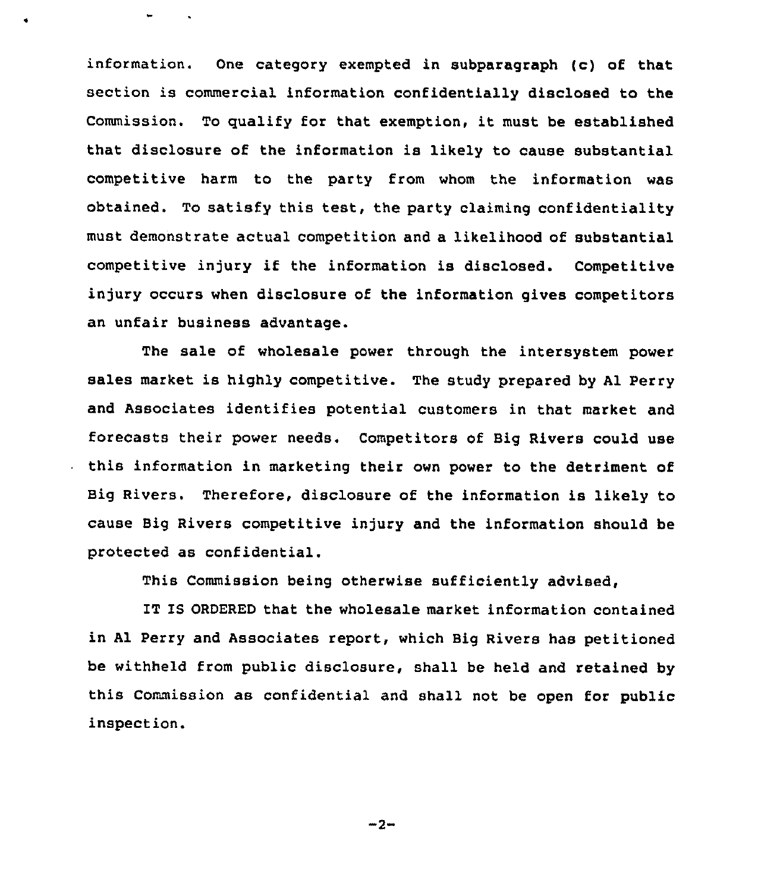information. One category exempted in subparagraph (c) of that section is commercial information confidentially disclosed to the Commission. To qualify for that exemption, it must be established that disclosure of the information is likely to cause substantial competitive harm to the party from whom the information was obtained. To satisfy this test, the party claiming confidentiality must demonstrate actual competition and a likelihood of substantial competitive injury if the information is disclosed. Competitive injury occurs when disclosure of the information gives competitors an unfair business advantage.

The sale of wholesale power through the intersystem power sales market is highly competitive. The study prepared by Al Perry and Associates identifies potential customers in that market and forecasts their power needs. Competitors of Big Rivers could use this information in marketing their own power to the detriment of Big Rivers. Therefore, disclosure of the information is likely to cause Big Rivers competitive injury and the information should be protected as confidential.

This Commission being otherwise sufficiently advised,

IT IS ORDERED that the wholesale market information contained in Al Perry and Associates report, which Big Rivers has petitioned be withheld from public disclosure, shall be held and retained by this Commission as confidential and shall not be open for public inspection.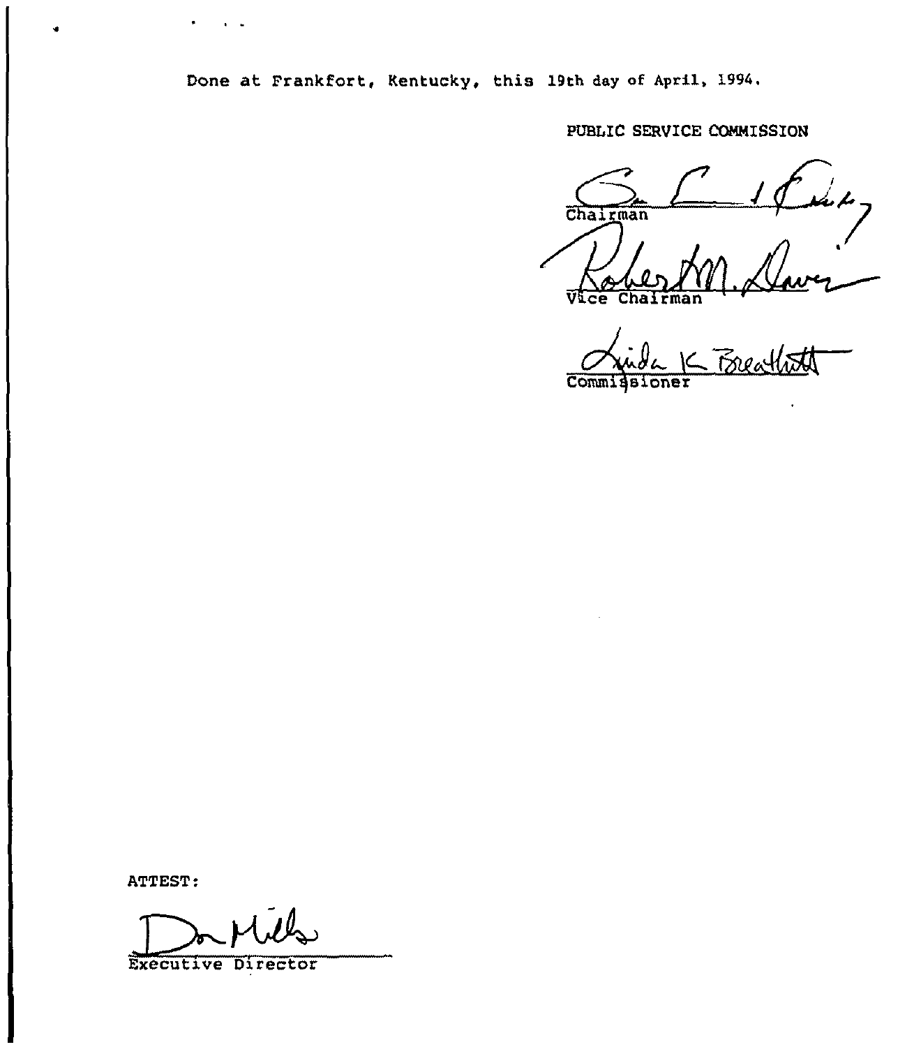Done at Frankfort, Kentucky, this 19th day of April, 1994.

PUBLIC SERVICE COMMISSION

Chairman

Vice Chairman

Commissioner

ATTEST:

Executive Director